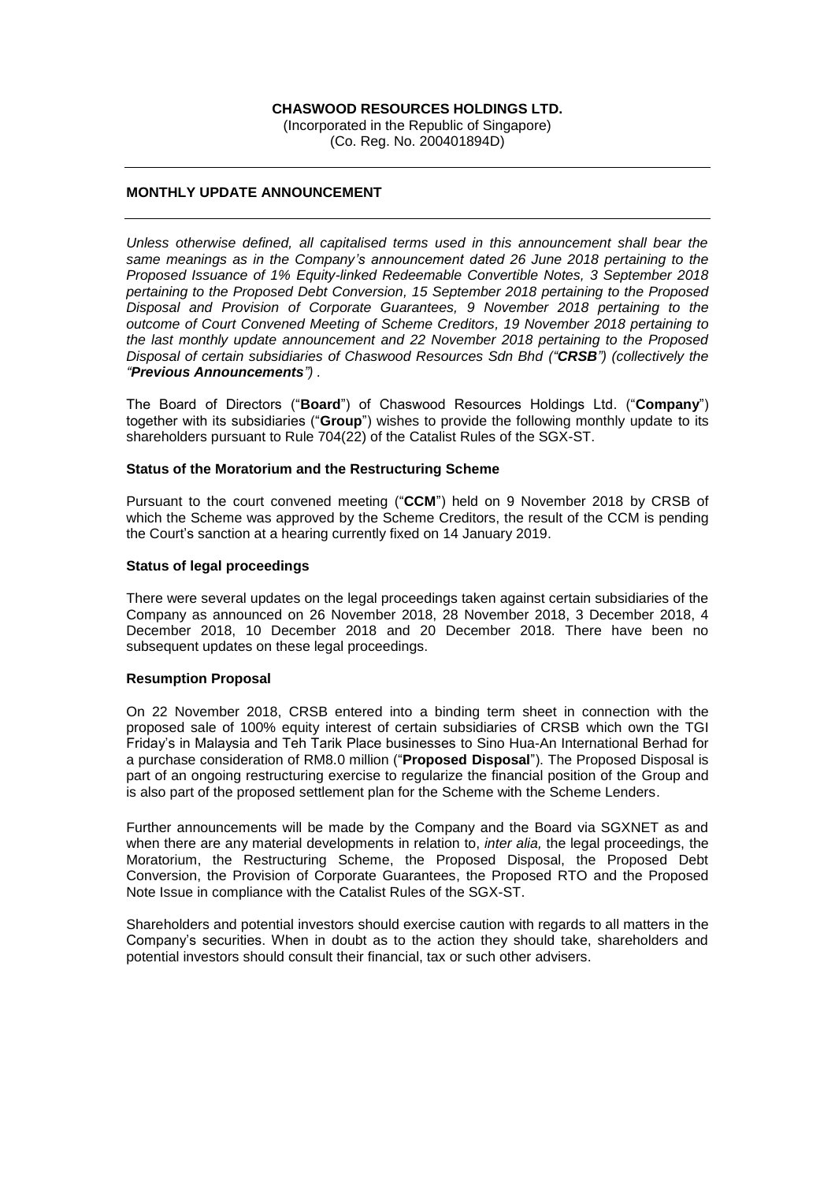**CHASWOOD RESOURCES HOLDINGS LTD.**

(Incorporated in the Republic of Singapore)
(Co. Reg. No. 200401894D)

---

**MONTHLY UPDATE ANNOUNCEMENT**

---

*Unless otherwise defined, all capitalised terms used in this announcement shall bear the same meanings as in the Company's announcement dated 26 June 2018 pertaining to the Proposed Issuance of 1% Equity-linked Redeemable Convertible Notes, 3 September 2018 pertaining to the Proposed Debt Conversion, 15 September 2018 pertaining to the Proposed Disposal and Provision of Corporate Guarantees, 9 November 2018 pertaining to the outcome of Court Convened Meeting of Scheme Creditors, 19 November 2018 pertaining to the last monthly update announcement and 22 November 2018 pertaining to the Proposed Disposal of certain subsidiaries of Chaswood Resources Sdn Bhd ("**CRSB**") (collectively the "**Previous Announcements**")* .

The Board of Directors ("**Board**") of Chaswood Resources Holdings Ltd. ("**Company**") together with its subsidiaries ("**Group**") wishes to provide the following monthly update to its shareholders pursuant to Rule 704(22) of the Catalist Rules of the SGX-ST.

**Status of the Moratorium and the Restructuring Scheme**

Pursuant to the court convened meeting ("**CCM**") held on 9 November 2018 by CRSB of which the Scheme was approved by the Scheme Creditors, the result of the CCM is pending the Court's sanction at a hearing currently fixed on 14 January 2019.

**Status of legal proceedings**

There were several updates on the legal proceedings taken against certain subsidiaries of the Company as announced on 26 November 2018, 28 November 2018, 3 December 2018, 4 December 2018, 10 December 2018 and 20 December 2018. There have been no subsequent updates on these legal proceedings.

**Resumption Proposal**

On 22 November 2018, CRSB entered into a binding term sheet in connection with the proposed sale of 100% equity interest of certain subsidiaries of CRSB which own the TGI Friday's in Malaysia and Teh Tarik Place businesses to Sino Hua-An International Berhad for a purchase consideration of RM8.0 million ("**Proposed Disposal**"). The Proposed Disposal is part of an ongoing restructuring exercise to regularize the financial position of the Group and is also part of the proposed settlement plan for the Scheme with the Scheme Lenders.

Further announcements will be made by the Company and the Board via SGXNET as and when there are any material developments in relation to, *inter alia,* the legal proceedings, the Moratorium, the Restructuring Scheme, the Proposed Disposal, the Proposed Debt Conversion, the Provision of Corporate Guarantees, the Proposed RTO and the Proposed Note Issue in compliance with the Catalist Rules of the SGX-ST.

Shareholders and potential investors should exercise caution with regards to all matters in the Company's securities. When in doubt as to the action they should take, shareholders and potential investors should consult their financial, tax or such other advisers.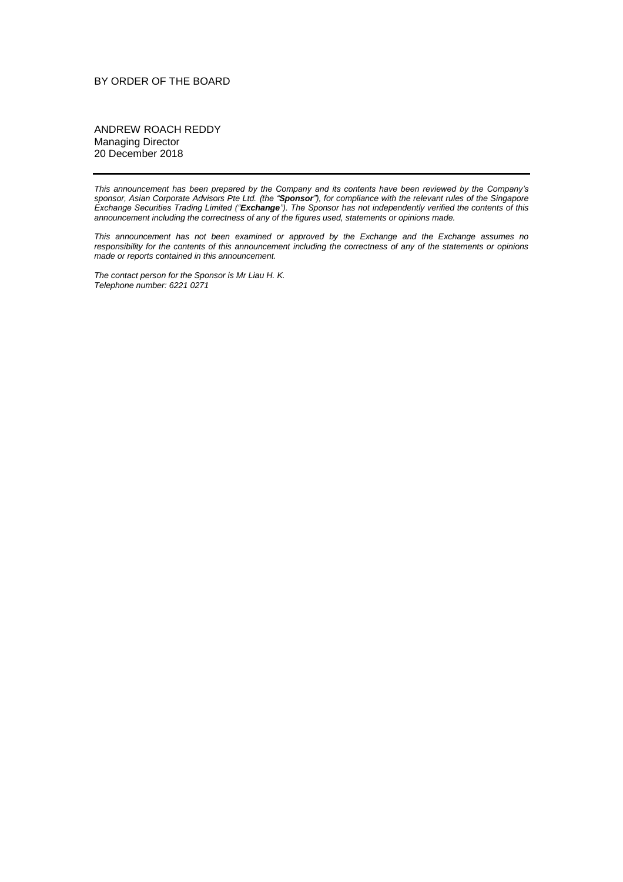BY ORDER OF THE BOARD

ANDREW ROACH REDDY
Managing Director
20 December 2018

---

*This announcement has been prepared by the Company and its contents have been reviewed by the Company's sponsor, Asian Corporate Advisors Pte Ltd. (the "**Sponsor**"), for compliance with the relevant rules of the Singapore Exchange Securities Trading Limited ("**Exchange**"). The Sponsor has not independently verified the contents of this announcement including the correctness of any of the figures used, statements or opinions made.*

*This announcement has not been examined or approved by the Exchange and the Exchange assumes no responsibility for the contents of this announcement including the correctness of any of the statements or opinions made or reports contained in this announcement.*

*The contact person for the Sponsor is Mr Liau H. K.*
*Telephone number: 6221 0271*